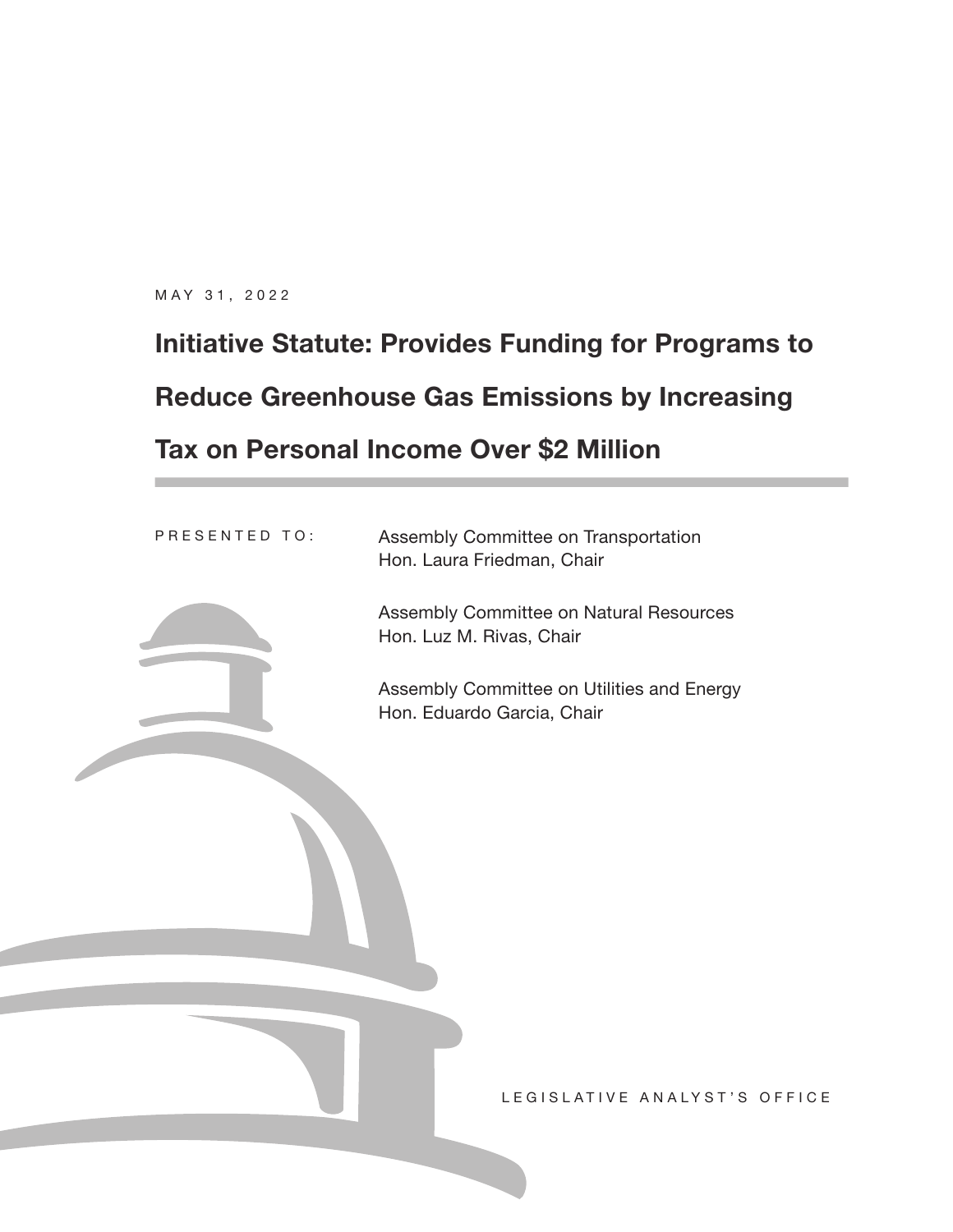MAY 31, 2022

# Initiative Statute: Provides Funding for Programs to Reduce Greenhouse Gas Emissions by Increasing Tax on Personal Income Over $2 Million

PRESENTED TO:

Assembly Committee on Transportation
Hon. Laura Friedman, Chair

Assembly Committee on Natural Resources
Hon. Luz M. Rivas, Chair

Assembly Committee on Utilities and Energy
Hon. Eduardo Garcia, Chair

LEGISLATIVE ANALYST'S OFFICE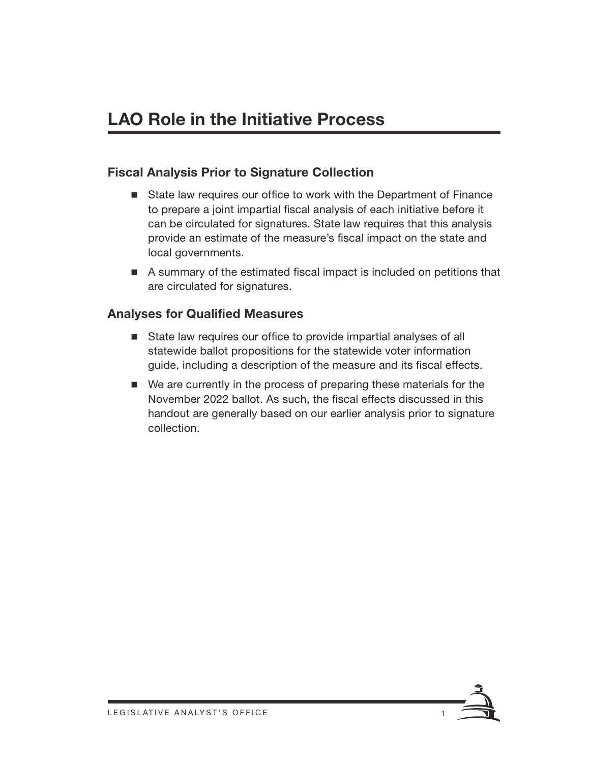# LAO Role in the Initiative Process

## Fiscal Analysis Prior to Signature Collection

- State law requires our office to work with the Department of Finance to prepare a joint impartial fiscal analysis of each initiative before it can be circulated for signatures. State law requires that this analysis provide an estimate of the measure's fiscal impact on the state and local governments.
- A summary of the estimated fiscal impact is included on petitions that are circulated for signatures.

## Analyses for Qualified Measures

- State law requires our office to provide impartial analyses of all statewide ballot propositions for the statewide voter information guide, including a description of the measure and its fiscal effects.
- We are currently in the process of preparing these materials for the November 2022 ballot. As such, the fiscal effects discussed in this handout are generally based on our earlier analysis prior to signature collection.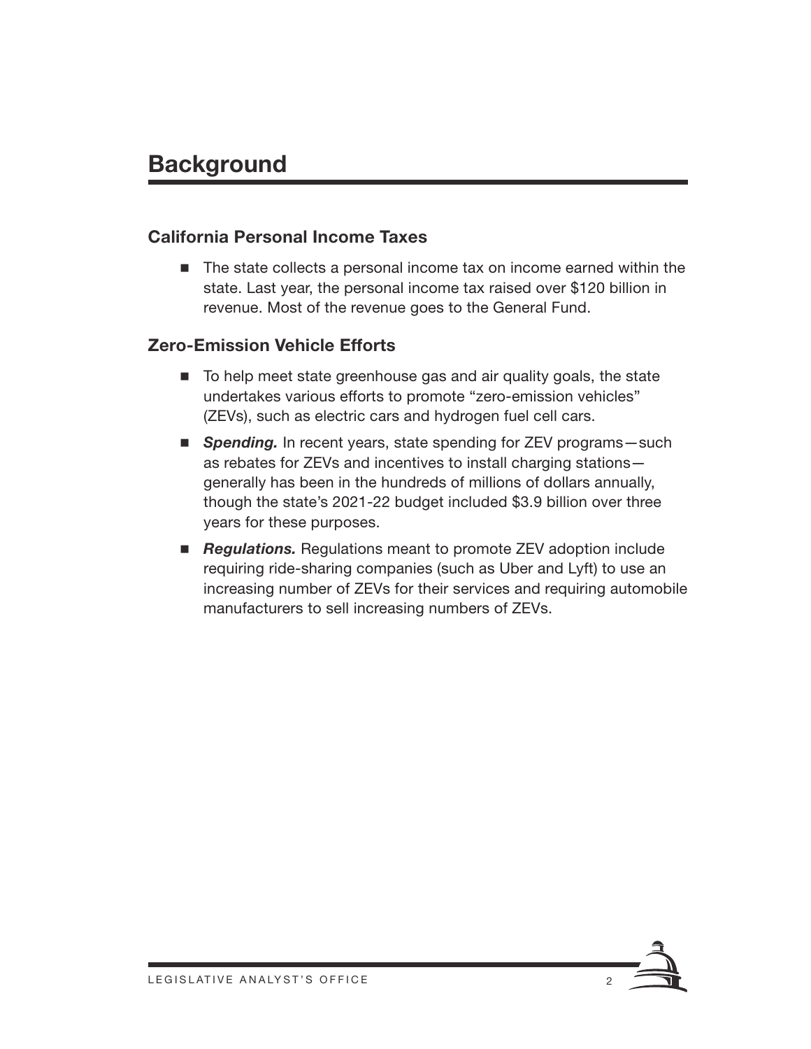# Background

## California Personal Income Taxes

- The state collects a personal income tax on income earned within the state. Last year, the personal income tax raised over $120 billion in revenue. Most of the revenue goes to the General Fund.

## Zero-Emission Vehicle Efforts

- To help meet state greenhouse gas and air quality goals, the state undertakes various efforts to promote "zero-emission vehicles" (ZEVs), such as electric cars and hydrogen fuel cell cars.
- ***Spending.*** In recent years, state spending for ZEV programs—such as rebates for ZEVs and incentives to install charging stations—generally has been in the hundreds of millions of dollars annually, though the state's 2021-22 budget included $3.9 billion over three years for these purposes.
- ***Regulations.*** Regulations meant to promote ZEV adoption include requiring ride-sharing companies (such as Uber and Lyft) to use an increasing number of ZEVs for their services and requiring automobile manufacturers to sell increasing numbers of ZEVs.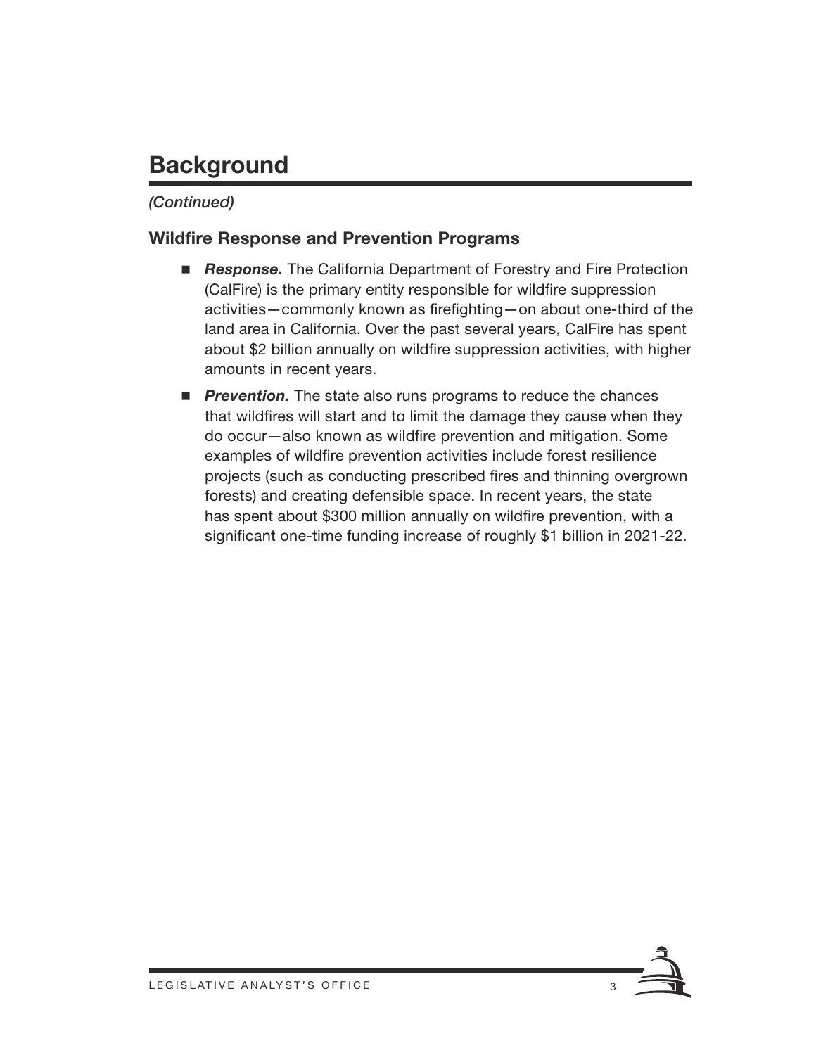# Background

*(Continued)*

## Wildfire Response and Prevention Programs

- ***Response.*** The California Department of Forestry and Fire Protection (CalFire) is the primary entity responsible for wildfire suppression activities—commonly known as firefighting—on about one-third of the land area in California. Over the past several years, CalFire has spent about $2 billion annually on wildfire suppression activities, with higher amounts in recent years.
- ***Prevention.*** The state also runs programs to reduce the chances that wildfires will start and to limit the damage they cause when they do occur—also known as wildfire prevention and mitigation. Some examples of wildfire prevention activities include forest resilience projects (such as conducting prescribed fires and thinning overgrown forests) and creating defensible space. In recent years, the state has spent about $300 million annually on wildfire prevention, with a significant one-time funding increase of roughly $1 billion in 2021-22.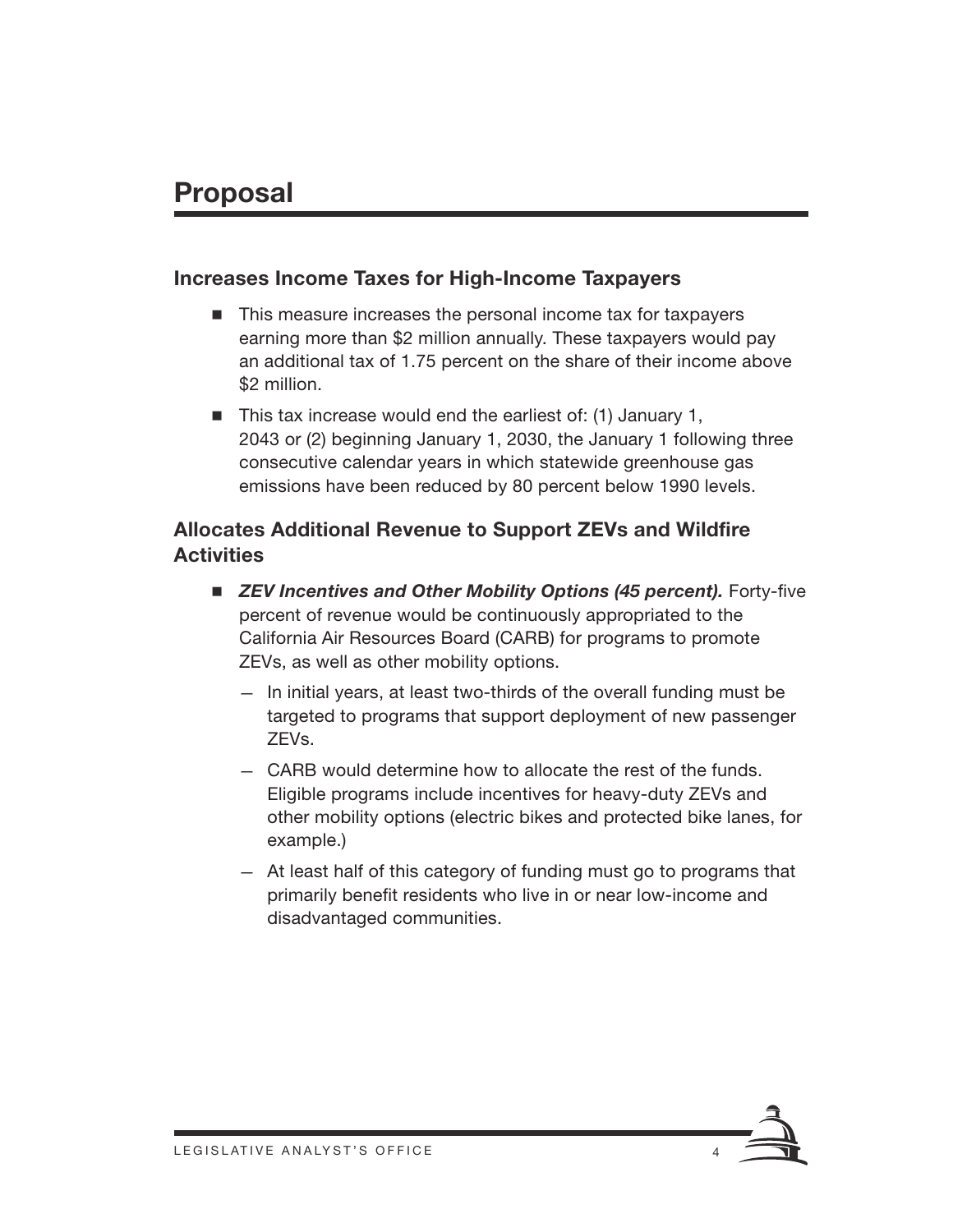# Proposal

## Increases Income Taxes for High-Income Taxpayers

- This measure increases the personal income tax for taxpayers earning more than $2 million annually. These taxpayers would pay an additional tax of 1.75 percent on the share of their income above $2 million.
- This tax increase would end the earliest of: (1) January 1, 2043 or (2) beginning January 1, 2030, the January 1 following three consecutive calendar years in which statewide greenhouse gas emissions have been reduced by 80 percent below 1990 levels.

## Allocates Additional Revenue to Support ZEVs and Wildfire Activities

- ***ZEV Incentives and Other Mobility Options (45 percent).*** Forty-five percent of revenue would be continuously appropriated to the California Air Resources Board (CARB) for programs to promote ZEVs, as well as other mobility options.
  - In initial years, at least two-thirds of the overall funding must be targeted to programs that support deployment of new passenger ZEVs.
  - CARB would determine how to allocate the rest of the funds. Eligible programs include incentives for heavy-duty ZEVs and other mobility options (electric bikes and protected bike lanes, for example.)
  - At least half of this category of funding must go to programs that primarily benefit residents who live in or near low-income and disadvantaged communities.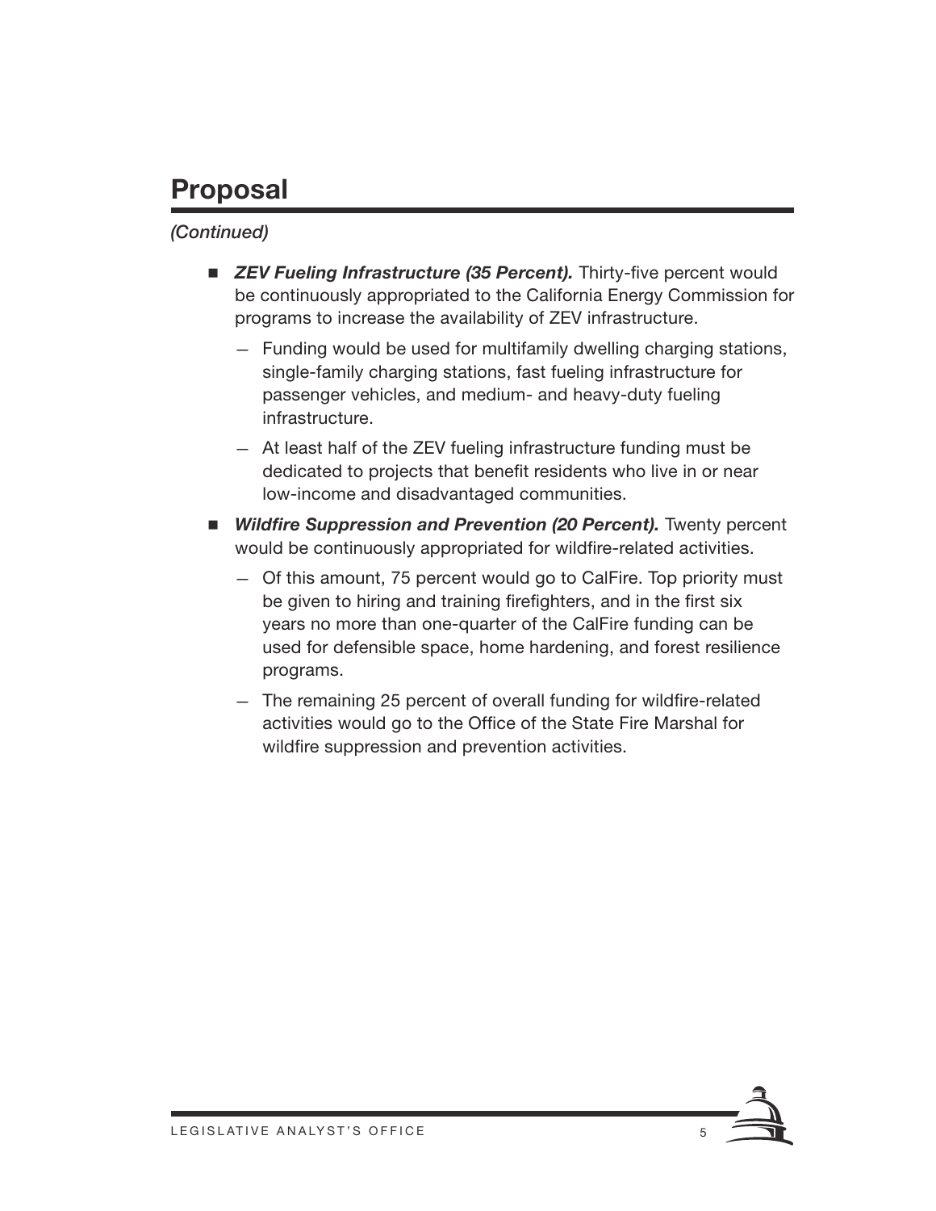## Proposal

*(Continued)*

- ***ZEV Fueling Infrastructure (35 Percent).*** Thirty-five percent would be continuously appropriated to the California Energy Commission for programs to increase the availability of ZEV infrastructure.
  - Funding would be used for multifamily dwelling charging stations, single-family charging stations, fast fueling infrastructure for passenger vehicles, and medium- and heavy-duty fueling infrastructure.
  - At least half of the ZEV fueling infrastructure funding must be dedicated to projects that benefit residents who live in or near low-income and disadvantaged communities.
- ***Wildfire Suppression and Prevention (20 Percent).*** Twenty percent would be continuously appropriated for wildfire-related activities.
  - Of this amount, 75 percent would go to CalFire. Top priority must be given to hiring and training firefighters, and in the first six years no more than one-quarter of the CalFire funding can be used for defensible space, home hardening, and forest resilience programs.
  - The remaining 25 percent of overall funding for wildfire-related activities would go to the Office of the State Fire Marshal for wildfire suppression and prevention activities.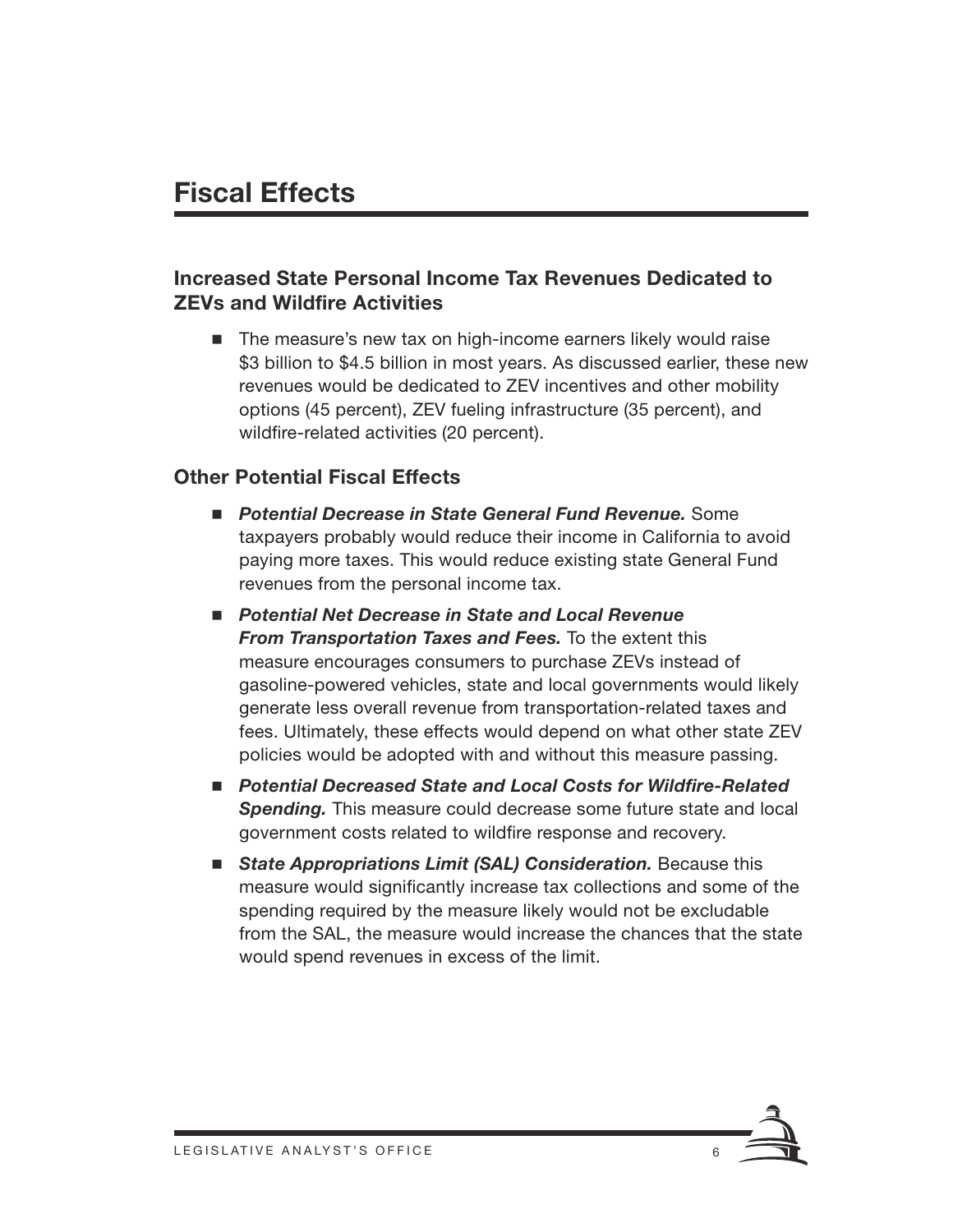# Fiscal Effects

### Increased State Personal Income Tax Revenues Dedicated to ZEVs and Wildfire Activities

- The measure's new tax on high-income earners likely would raise $3 billion to $4.5 billion in most years. As discussed earlier, these new revenues would be dedicated to ZEV incentives and other mobility options (45 percent), ZEV fueling infrastructure (35 percent), and wildfire-related activities (20 percent).

### Other Potential Fiscal Effects

- ***Potential Decrease in State General Fund Revenue.*** Some taxpayers probably would reduce their income in California to avoid paying more taxes. This would reduce existing state General Fund revenues from the personal income tax.
- ***Potential Net Decrease in State and Local Revenue From Transportation Taxes and Fees.*** To the extent this measure encourages consumers to purchase ZEVs instead of gasoline-powered vehicles, state and local governments would likely generate less overall revenue from transportation-related taxes and fees. Ultimately, these effects would depend on what other state ZEV policies would be adopted with and without this measure passing.
- ***Potential Decreased State and Local Costs for Wildfire-Related Spending.*** This measure could decrease some future state and local government costs related to wildfire response and recovery.
- ***State Appropriations Limit (SAL) Consideration.*** Because this measure would significantly increase tax collections and some of the spending required by the measure likely would not be excludable from the SAL, the measure would increase the chances that the state would spend revenues in excess of the limit.